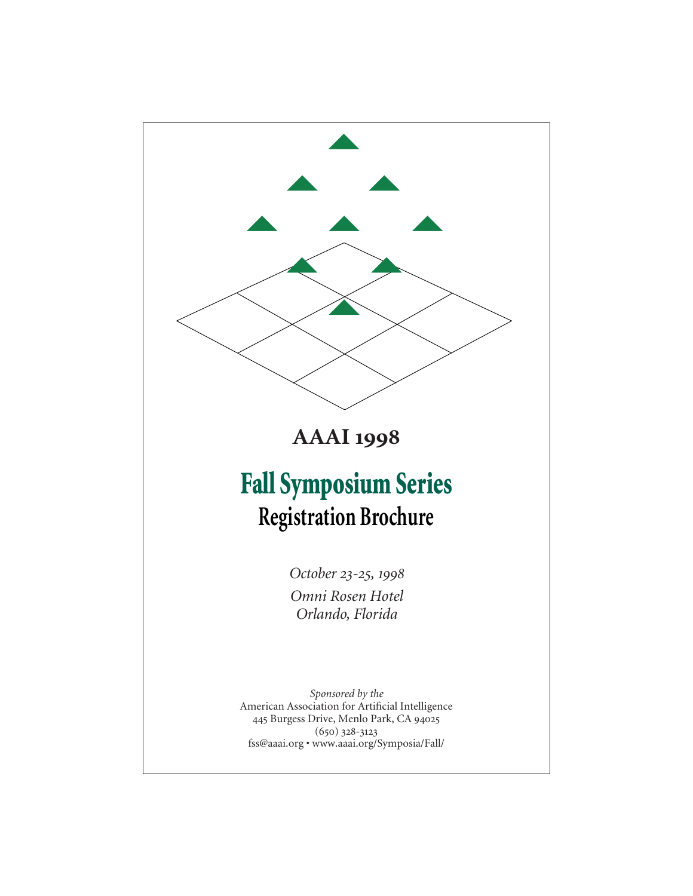# AAAI 1998

# Fall Symposium Series

## Registration Brochure

*October 23-25, 1998*

*Omni Rosen Hotel*
*Orlando, Florida*

*Sponsored by the*
American Association for Artificial Intelligence
445 Burgess Drive, Menlo Park, CA 94025
(650) 328-3123
fss@aaai.org • www.aaai.org/Symposia/Fall/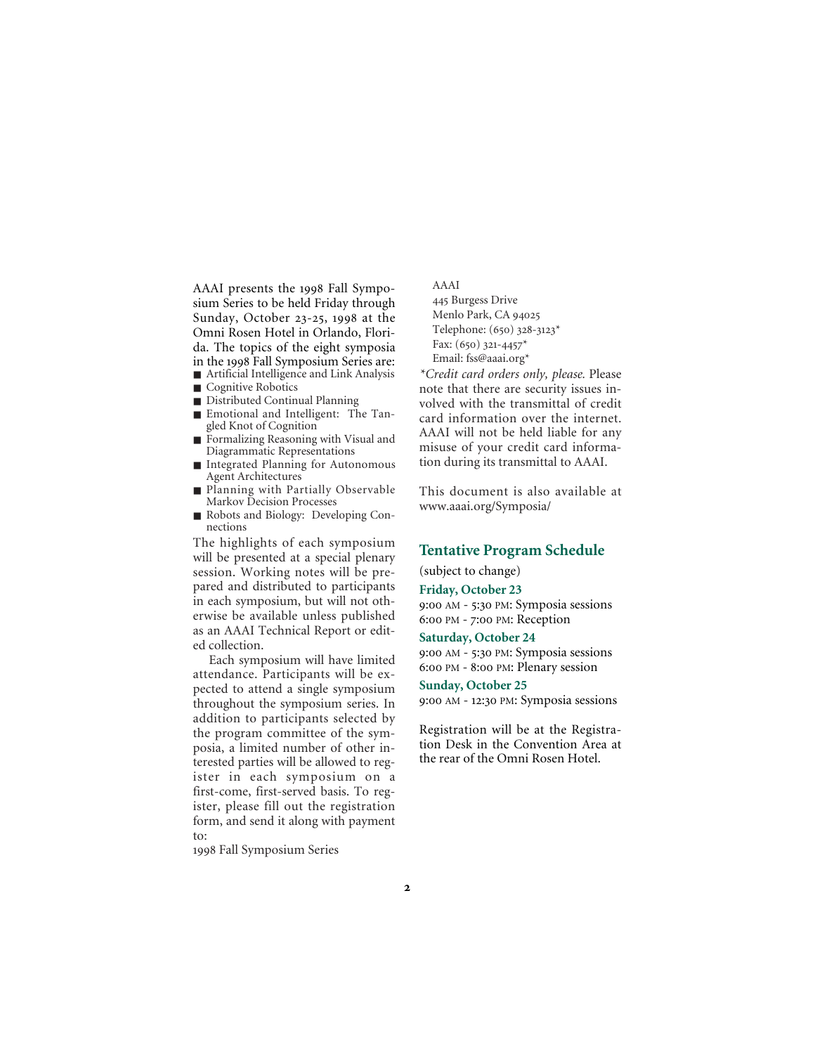AAAI presents the 1998 Fall Symposium Series to be held Friday through Sunday, October 23-25, 1998 at the Omni Rosen Hotel in Orlando, Florida. The topics of the eight symposia in the 1998 Fall Symposium Series are:

- Artificial Intelligence and Link Analysis
- Cognitive Robotics
- Distributed Continual Planning
- Emotional and Intelligent: The Tangled Knot of Cognition
- Formalizing Reasoning with Visual and Diagrammatic Representations
- Integrated Planning for Autonomous Agent Architectures
- Planning with Partially Observable Markov Decision Processes
- Robots and Biology: Developing Connections

The highlights of each symposium will be presented at a special plenary session. Working notes will be prepared and distributed to participants in each symposium, but will not otherwise be available unless published as an AAAI Technical Report or edited collection.

Each symposium will have limited attendance. Participants will be expected to attend a single symposium throughout the symposium series. In addition to participants selected by the program committee of the symposia, a limited number of other interested parties will be allowed to register in each symposium on a first-come, first-served basis. To register, please fill out the registration form, and send it along with payment to:

1998 Fall Symposium Series
AAAI
445 Burgess Drive
Menlo Park, CA 94025
Telephone: (650) 328-3123*
Fax: (650) 321-4457*
Email: fss@aaai.org*

*\*Credit card orders only, please.* Please note that there are security issues involved with the transmittal of credit card information over the internet. AAAI will not be held liable for any misuse of your credit card information during its transmittal to AAAI.

This document is also available at www.aaai.org/Symposia/

## Tentative Program Schedule

(subject to change)

**Friday, October 23**

9:00 AM - 5:30 PM: Symposia sessions
6:00 PM - 7:00 PM: Reception

**Saturday, October 24**

9:00 AM - 5:30 PM: Symposia sessions
6:00 PM - 8:00 PM: Plenary session

**Sunday, October 25**

9:00 AM - 12:30 PM: Symposia sessions

Registration will be at the Registration Desk in the Convention Area at the rear of the Omni Rosen Hotel.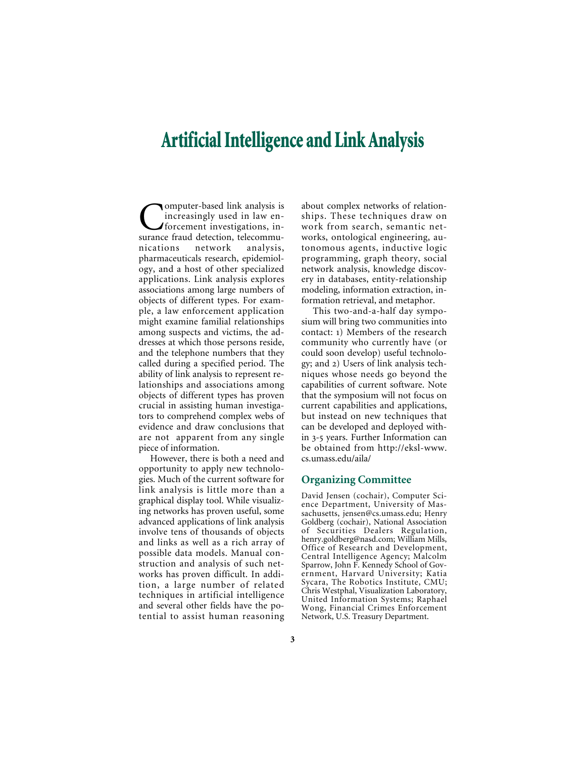# Artificial Intelligence and Link Analysis

Computer-based link analysis is increasingly used in law enforcement investigations, insurance fraud detection, telecommunications network analysis, pharmaceuticals research, epidemiology, and a host of other specialized applications. Link analysis explores associations among large numbers of objects of different types. For example, a law enforcement application might examine familial relationships among suspects and victims, the addresses at which those persons reside, and the telephone numbers that they called during a specified period. The ability of link analysis to represent relationships and associations among objects of different types has proven crucial in assisting human investigators to comprehend complex webs of evidence and draw conclusions that are not apparent from any single piece of information.

However, there is both a need and opportunity to apply new technologies. Much of the current software for link analysis is little more than a graphical display tool. While visualizing networks has proven useful, some advanced applications of link analysis involve tens of thousands of objects and links as well as a rich array of possible data models. Manual construction and analysis of such networks has proven difficult. In addition, a large number of related techniques in artificial intelligence and several other fields have the potential to assist human reasoning about complex networks of relationships. These techniques draw on work from search, semantic networks, ontological engineering, autonomous agents, inductive logic programming, graph theory, social network analysis, knowledge discovery in databases, entity-relationship modeling, information extraction, information retrieval, and metaphor.

This two-and-a-half day symposium will bring two communities into contact: 1) Members of the research community who currently have (or could soon develop) useful technology; and 2) Users of link analysis techniques whose needs go beyond the capabilities of current software. Note that the symposium will not focus on current capabilities and applications, but instead on new techniques that can be developed and deployed within 3-5 years. Further Information can be obtained from http://eksl-www.cs.umass.edu/aila/

## Organizing Committee

David Jensen (cochair), Computer Science Department, University of Massachusetts, jensen@cs.umass.edu; Henry Goldberg (cochair), National Association of Securities Dealers Regulation, henry.goldberg@nasd.com; William Mills, Office of Research and Development, Central Intelligence Agency; Malcolm Sparrow, John F. Kennedy School of Government, Harvard University; Katia Sycara, The Robotics Institute, CMU; Chris Westphal, Visualization Laboratory, United Information Systems; Raphael Wong, Financial Crimes Enforcement Network, U.S. Treasury Department.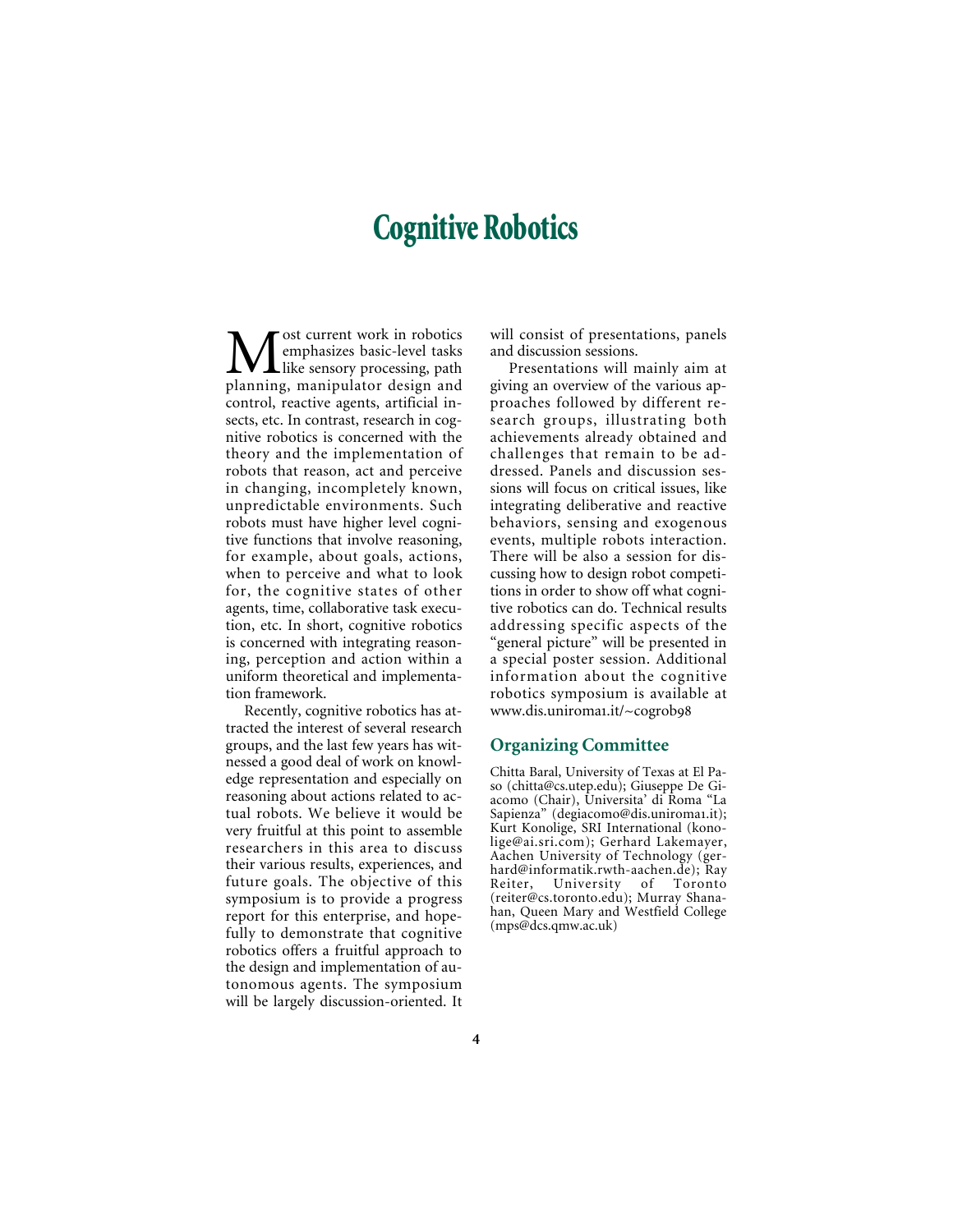# Cognitive Robotics

Most current work in robotics emphasizes basic-level tasks like sensory processing, path planning, manipulator design and control, reactive agents, artificial insects, etc. In contrast, research in cognitive robotics is concerned with the theory and the implementation of robots that reason, act and perceive in changing, incompletely known, unpredictable environments. Such robots must have higher level cognitive functions that involve reasoning, for example, about goals, actions, when to perceive and what to look for, the cognitive states of other agents, time, collaborative task execution, etc. In short, cognitive robotics is concerned with integrating reasoning, perception and action within a uniform theoretical and implementation framework.

Recently, cognitive robotics has attracted the interest of several research groups, and the last few years has witnessed a good deal of work on knowledge representation and especially on reasoning about actions related to actual robots. We believe it would be very fruitful at this point to assemble researchers in this area to discuss their various results, experiences, and future goals. The objective of this symposium is to provide a progress report for this enterprise, and hopefully to demonstrate that cognitive robotics offers a fruitful approach to the design and implementation of autonomous agents. The symposium will be largely discussion-oriented. It will consist of presentations, panels and discussion sessions.

Presentations will mainly aim at giving an overview of the various approaches followed by different research groups, illustrating both achievements already obtained and challenges that remain to be addressed. Panels and discussion sessions will focus on critical issues, like integrating deliberative and reactive behaviors, sensing and exogenous events, multiple robots interaction. There will be also a session for discussing how to design robot competitions in order to show off what cognitive robotics can do. Technical results addressing specific aspects of the "general picture" will be presented in a special poster session. Additional information about the cognitive robotics symposium is available at www.dis.uniroma1.it/~cogrob98

## Organizing Committee

Chitta Baral, University of Texas at El Paso (chitta@cs.utep.edu); Giuseppe De Giacomo (Chair), Universita' di Roma "La Sapienza" (degiacomo@dis.uniroma1.it); Kurt Konolige, SRI International (konolige@ai.sri.com); Gerhard Lakemayer, Aachen University of Technology (gerhard@informatik.rwth-aachen.de); Ray Reiter, University of Toronto (reiter@cs.toronto.edu); Murray Shanahan, Queen Mary and Westfield College (mps@dcs.qmw.ac.uk)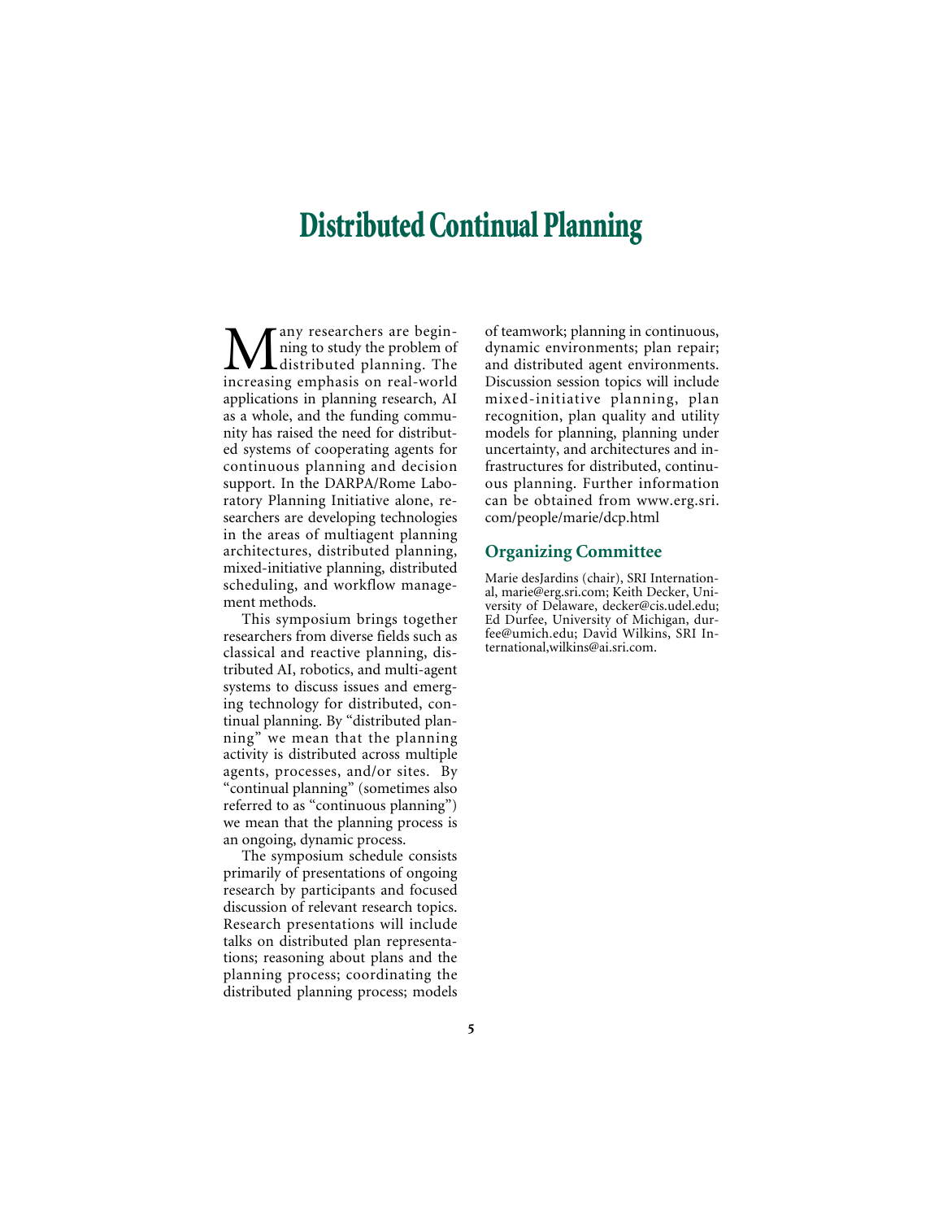# Distributed Continual Planning

Many researchers are beginning to study the problem of distributed planning. The increasing emphasis on real-world applications in planning research, AI as a whole, and the funding community has raised the need for distributed systems of cooperating agents for continuous planning and decision support. In the DARPA/Rome Laboratory Planning Initiative alone, researchers are developing technologies in the areas of multiagent planning architectures, distributed planning, mixed-initiative planning, distributed scheduling, and workflow management methods.

This symposium brings together researchers from diverse fields such as classical and reactive planning, distributed AI, robotics, and multi-agent systems to discuss issues and emerging technology for distributed, continual planning. By "distributed planning" we mean that the planning activity is distributed across multiple agents, processes, and/or sites. By "continual planning" (sometimes also referred to as "continuous planning") we mean that the planning process is an ongoing, dynamic process.

The symposium schedule consists primarily of presentations of ongoing research by participants and focused discussion of relevant research topics. Research presentations will include talks on distributed plan representations; reasoning about plans and the planning process; coordinating the distributed planning process; models of teamwork; planning in continuous, dynamic environments; plan repair; and distributed agent environments. Discussion session topics will include mixed-initiative planning, plan recognition, plan quality and utility models for planning, planning under uncertainty, and architectures and infrastructures for distributed, continuous planning. Further information can be obtained from www.erg.sri.com/people/marie/dcp.html

## Organizing Committee

Marie desJardins (chair), SRI International, marie@erg.sri.com; Keith Decker, University of Delaware, decker@cis.udel.edu; Ed Durfee, University of Michigan, durfee@umich.edu; David Wilkins, SRI International,wilkins@ai.sri.com.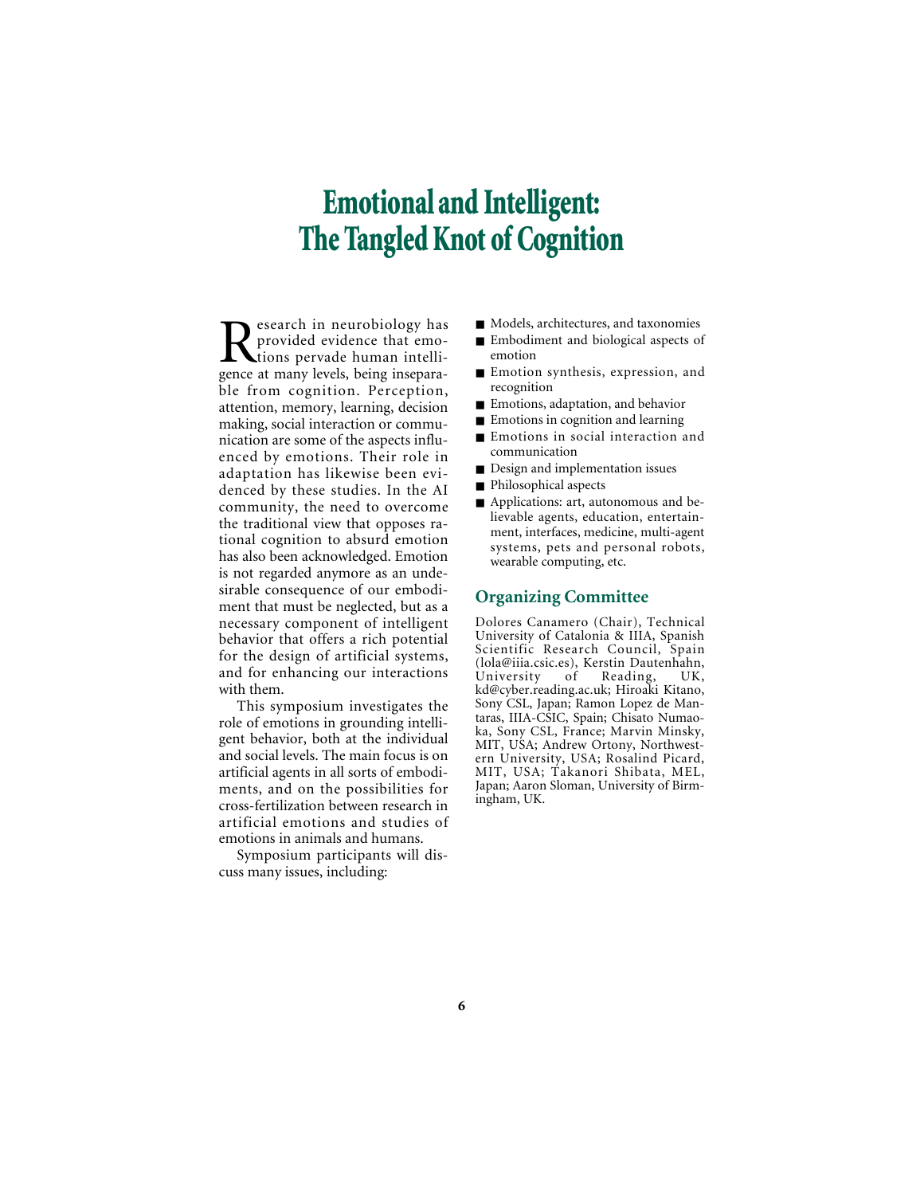# Emotional and Intelligent: The Tangled Knot of Cognition

Research in neurobiology has provided evidence that emotions pervade human intelligence at many levels, being inseparable from cognition. Perception, attention, memory, learning, decision making, social interaction or communication are some of the aspects influenced by emotions. Their role in adaptation has likewise been evidenced by these studies. In the AI community, the need to overcome the traditional view that opposes rational cognition to absurd emotion has also been acknowledged. Emotion is not regarded anymore as an undesirable consequence of our embodiment that must be neglected, but as a necessary component of intelligent behavior that offers a rich potential for the design of artificial systems, and for enhancing our interactions with them.

This symposium investigates the role of emotions in grounding intelligent behavior, both at the individual and social levels. The main focus is on artificial agents in all sorts of embodiments, and on the possibilities for cross-fertilization between research in artificial emotions and studies of emotions in animals and humans.

Symposium participants will discuss many issues, including:

- Models, architectures, and taxonomies
- Embodiment and biological aspects of emotion
- Emotion synthesis, expression, and recognition
- Emotions, adaptation, and behavior
- Emotions in cognition and learning
- Emotions in social interaction and communication
- Design and implementation issues
- Philosophical aspects
- Applications: art, autonomous and believable agents, education, entertainment, interfaces, medicine, multi-agent systems, pets and personal robots, wearable computing, etc.

## Organizing Committee

Dolores Canamero (Chair), Technical University of Catalonia & IIIA, Spanish Scientific Research Council, Spain (lola@iiia.csic.es), Kerstin Dautenhahn, University of Reading, UK, kd@cyber.reading.ac.uk; Hiroaki Kitano, Sony CSL, Japan; Ramon Lopez de Mantaras, IIIA-CSIC, Spain; Chisato Numaoka, Sony CSL, France; Marvin Minsky, MIT, USA; Andrew Ortony, Northwestern University, USA; Rosalind Picard, MIT, USA; Takanori Shibata, MEL, Japan; Aaron Sloman, University of Birmingham, UK.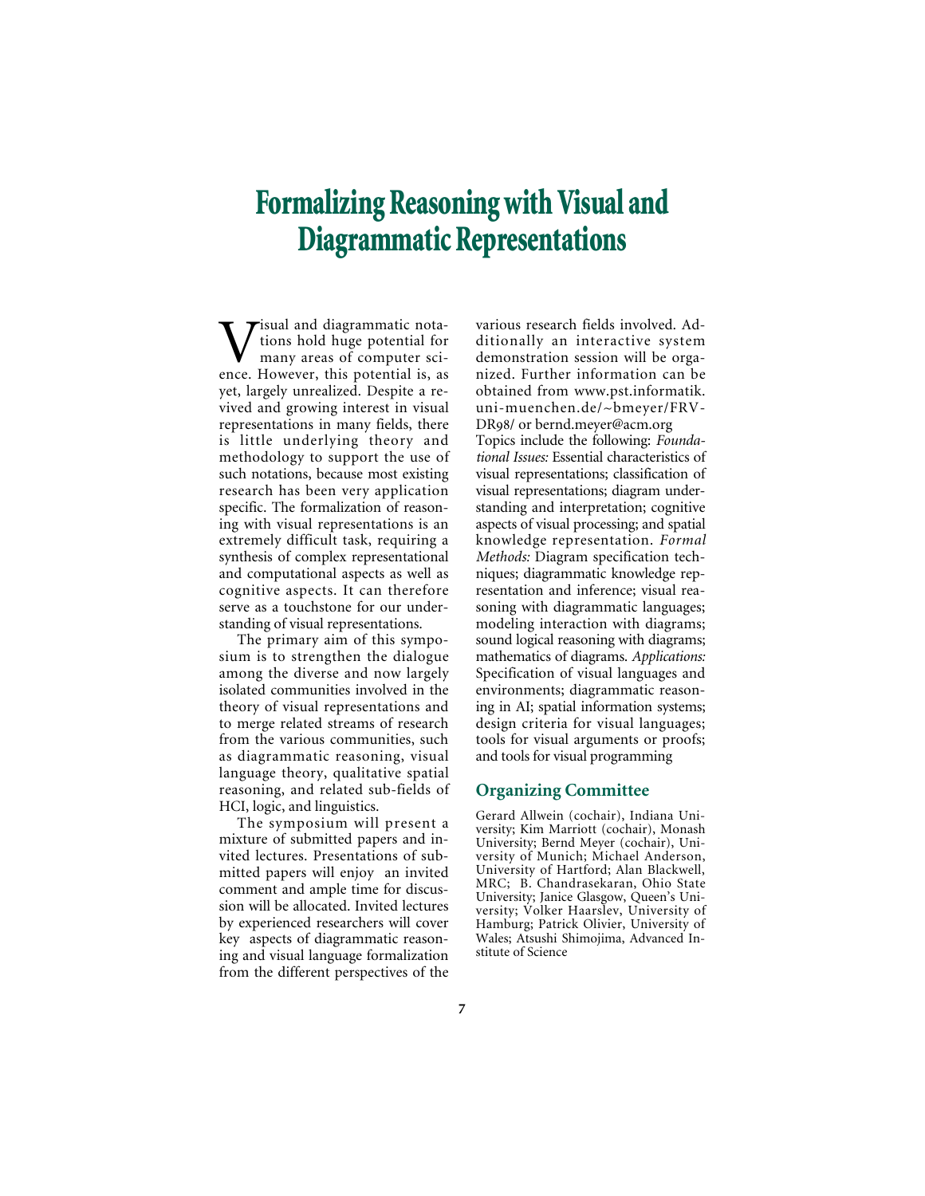# Formalizing Reasoning with Visual and Diagrammatic Representations

Visual and diagrammatic notations hold huge potential for many areas of computer science. However, this potential is, as yet, largely unrealized. Despite a revived and growing interest in visual representations in many fields, there is little underlying theory and methodology to support the use of such notations, because most existing research has been very application specific. The formalization of reasoning with visual representations is an extremely difficult task, requiring a synthesis of complex representational and computational aspects as well as cognitive aspects. It can therefore serve as a touchstone for our understanding of visual representations.

The primary aim of this symposium is to strengthen the dialogue among the diverse and now largely isolated communities involved in the theory of visual representations and to merge related streams of research from the various communities, such as diagrammatic reasoning, visual language theory, qualitative spatial reasoning, and related sub-fields of HCI, logic, and linguistics.

The symposium will present a mixture of submitted papers and invited lectures. Presentations of submitted papers will enjoy an invited comment and ample time for discussion will be allocated. Invited lectures by experienced researchers will cover key aspects of diagrammatic reasoning and visual language formalization from the different perspectives of the various research fields involved. Additionally an interactive system demonstration session will be organized. Further information can be obtained from www.pst.informatik.uni-muenchen.de/~bmeyer/FRV-DR98/ or bernd.meyer@acm.org

Topics include the following: *Foundational Issues:* Essential characteristics of visual representations; classification of visual representations; diagram understanding and interpretation; cognitive aspects of visual processing; and spatial knowledge representation. *Formal Methods:* Diagram specification techniques; diagrammatic knowledge representation and inference; visual reasoning with diagrammatic languages; modeling interaction with diagrams; sound logical reasoning with diagrams; mathematics of diagrams. *Applications:* Specification of visual languages and environments; diagrammatic reasoning in AI; spatial information systems; design criteria for visual languages; tools for visual arguments or proofs; and tools for visual programming

## Organizing Committee

Gerard Allwein (cochair), Indiana University; Kim Marriott (cochair), Monash University; Bernd Meyer (cochair), University of Munich; Michael Anderson, University of Hartford; Alan Blackwell, MRC; B. Chandrasekaran, Ohio State University; Janice Glasgow, Queen's University; Volker Haarslev, University of Hamburg; Patrick Olivier, University of Wales; Atsushi Shimojima, Advanced Institute of Science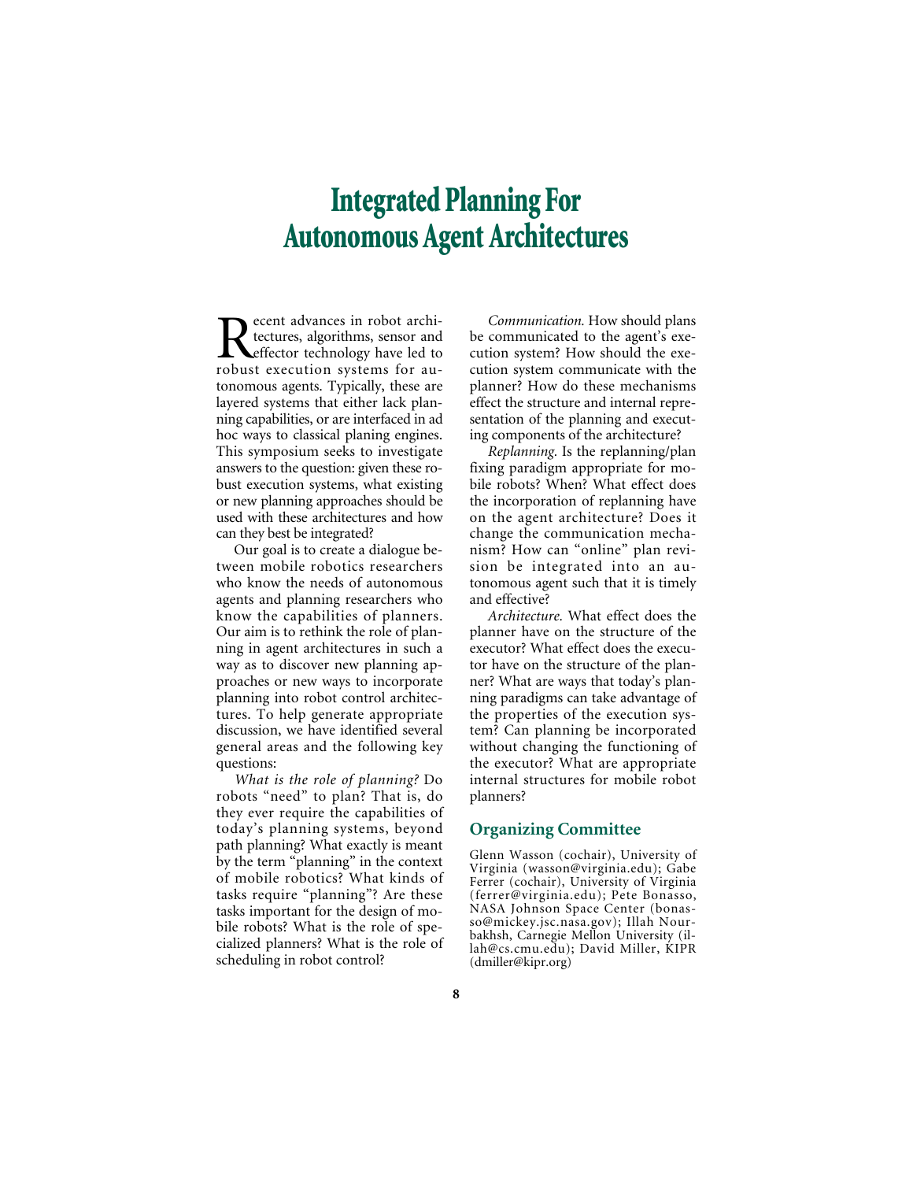# Integrated Planning For Autonomous Agent Architectures

Recent advances in robot architectures, algorithms, sensor and effector technology have led to robust execution systems for autonomous agents. Typically, these are layered systems that either lack planning capabilities, or are interfaced in ad hoc ways to classical planing engines. This symposium seeks to investigate answers to the question: given these robust execution systems, what existing or new planning approaches should be used with these architectures and how can they best be integrated?

Our goal is to create a dialogue between mobile robotics researchers who know the needs of autonomous agents and planning researchers who know the capabilities of planners. Our aim is to rethink the role of planning in agent architectures in such a way as to discover new planning approaches or new ways to incorporate planning into robot control architectures. To help generate appropriate discussion, we have identified several general areas and the following key questions:

*What is the role of planning?* Do robots "need" to plan? That is, do they ever require the capabilities of today's planning systems, beyond path planning? What exactly is meant by the term "planning" in the context of mobile robotics? What kinds of tasks require "planning"? Are these tasks important for the design of mobile robots? What is the role of specialized planners? What is the role of scheduling in robot control?

*Communication.* How should plans be communicated to the agent's execution system? How should the execution system communicate with the planner? How do these mechanisms effect the structure and internal representation of the planning and executing components of the architecture?

*Replanning.* Is the replanning/plan fixing paradigm appropriate for mobile robots? When? What effect does the incorporation of replanning have on the agent architecture? Does it change the communication mechanism? How can "online" plan revision be integrated into an autonomous agent such that it is timely and effective?

*Architecture.* What effect does the planner have on the structure of the executor? What effect does the executor have on the structure of the planner? What are ways that today's planning paradigms can take advantage of the properties of the execution system? Can planning be incorporated without changing the functioning of the executor? What are appropriate internal structures for mobile robot planners?

## Organizing Committee

Glenn Wasson (cochair), University of Virginia (wasson@virginia.edu); Gabe Ferrer (cochair), University of Virginia (ferrer@virginia.edu); Pete Bonasso, NASA Johnson Space Center (bonasso@mickey.jsc.nasa.gov); Illah Nourbakhsh, Carnegie Mellon University (illah@cs.cmu.edu); David Miller, KIPR (dmiller@kipr.org)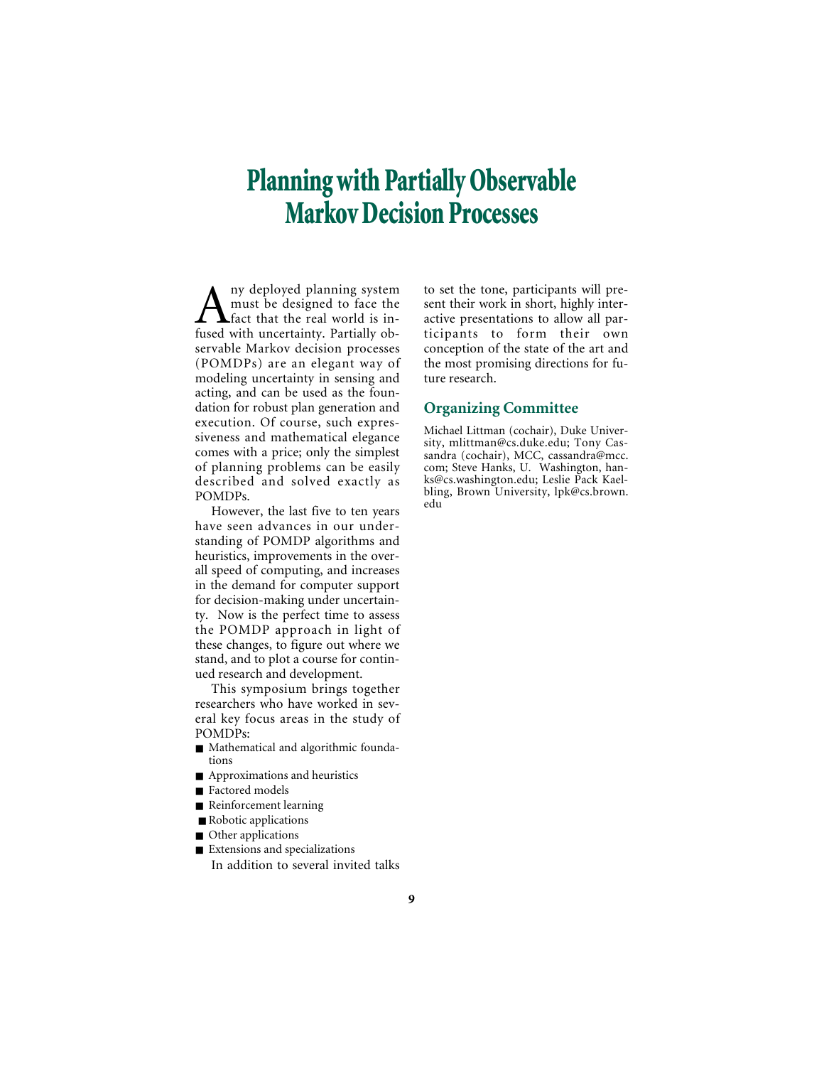# Planning with Partially Observable Markov Decision Processes

Any deployed planning system must be designed to face the fact that the real world is infused with uncertainty. Partially observable Markov decision processes (POMDPs) are an elegant way of modeling uncertainty in sensing and acting, and can be used as the foundation for robust plan generation and execution. Of course, such expressiveness and mathematical elegance comes with a price; only the simplest of planning problems can be easily described and solved exactly as POMDPs.

However, the last five to ten years have seen advances in our understanding of POMDP algorithms and heuristics, improvements in the overall speed of computing, and increases in the demand for computer support for decision-making under uncertainty. Now is the perfect time to assess the POMDP approach in light of these changes, to figure out where we stand, and to plot a course for continued research and development.

This symposium brings together researchers who have worked in several key focus areas in the study of POMDPs:

- Mathematical and algorithmic foundations
- Approximations and heuristics
- Factored models
- Reinforcement learning
- Robotic applications
- Other applications
- Extensions and specializations

In addition to several invited talks to set the tone, participants will present their work in short, highly interactive presentations to allow all participants to form their own conception of the state of the art and the most promising directions for future research.

## Organizing Committee

Michael Littman (cochair), Duke University, mlittman@cs.duke.edu; Tony Cassandra (cochair), MCC, cassandra@mcc.com; Steve Hanks, U. Washington, hanks@cs.washington.edu; Leslie Pack Kaelbling, Brown University, lpk@cs.brown.edu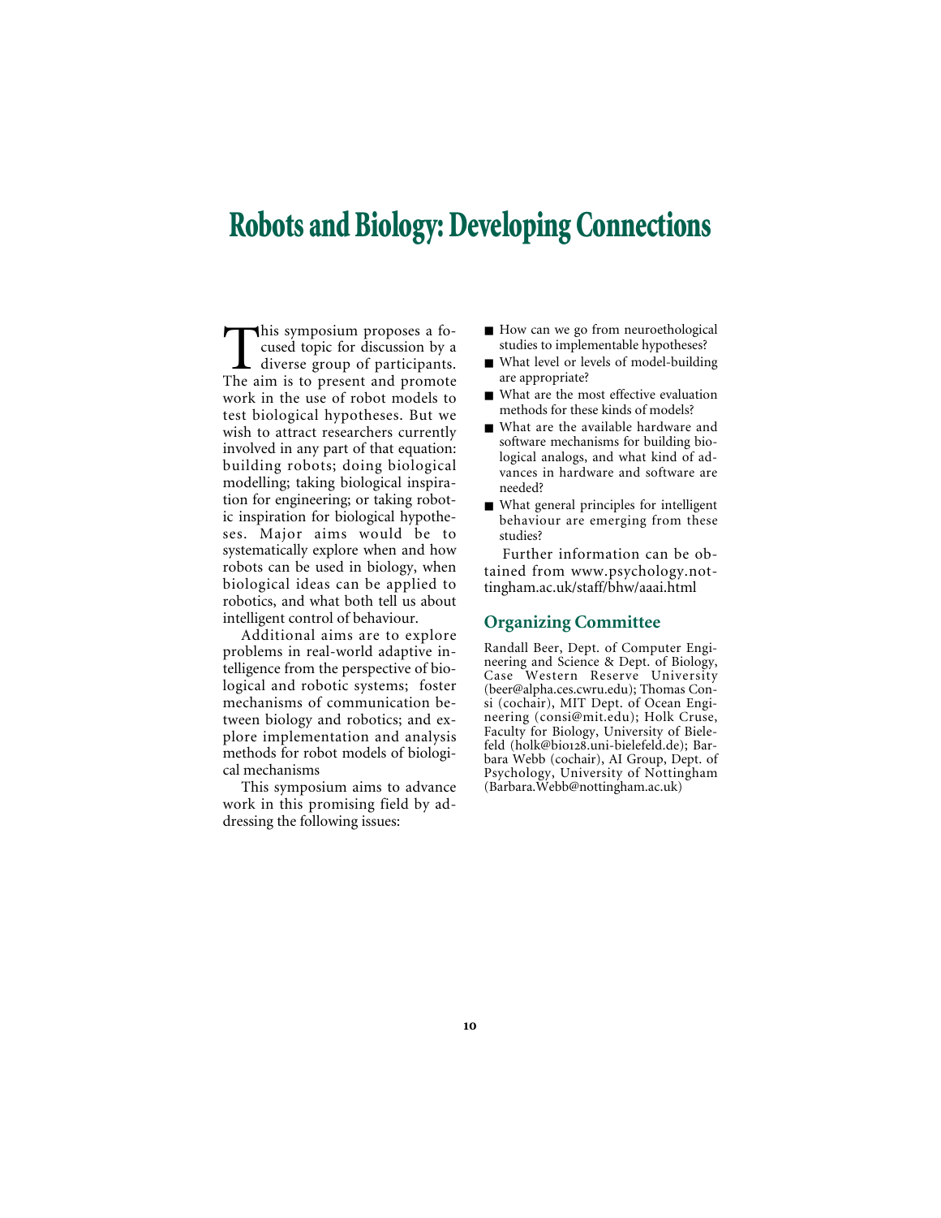# Robots and Biology: Developing Connections

This symposium proposes a focused topic for discussion by a diverse group of participants. The aim is to present and promote work in the use of robot models to test biological hypotheses. But we wish to attract researchers currently involved in any part of that equation: building robots; doing biological modelling; taking biological inspiration for engineering; or taking robotic inspiration for biological hypotheses. Major aims would be to systematically explore when and how robots can be used in biology, when biological ideas can be applied to robotics, and what both tell us about intelligent control of behaviour.

Additional aims are to explore problems in real-world adaptive intelligence from the perspective of biological and robotic systems; foster mechanisms of communication between biology and robotics; and explore implementation and analysis methods for robot models of biological mechanisms

This symposium aims to advance work in this promising field by addressing the following issues:

- How can we go from neuroethological studies to implementable hypotheses?
- What level or levels of model-building are appropriate?
- What are the most effective evaluation methods for these kinds of models?
- What are the available hardware and software mechanisms for building biological analogs, and what kind of advances in hardware and software are needed?
- What general principles for intelligent behaviour are emerging from these studies?

Further information can be obtained from www.psychology.nottingham.ac.uk/staff/bhw/aaai.html

## Organizing Committee

Randall Beer, Dept. of Computer Engineering and Science & Dept. of Biology, Case Western Reserve University (beer@alpha.ces.cwru.edu); Thomas Consi (cochair), MIT Dept. of Ocean Engineering (consi@mit.edu); Holk Cruse, Faculty for Biology, University of Bielefeld (holk@bio128.uni-bielefeld.de); Barbara Webb (cochair), AI Group, Dept. of Psychology, University of Nottingham (Barbara.Webb@nottingham.ac.uk)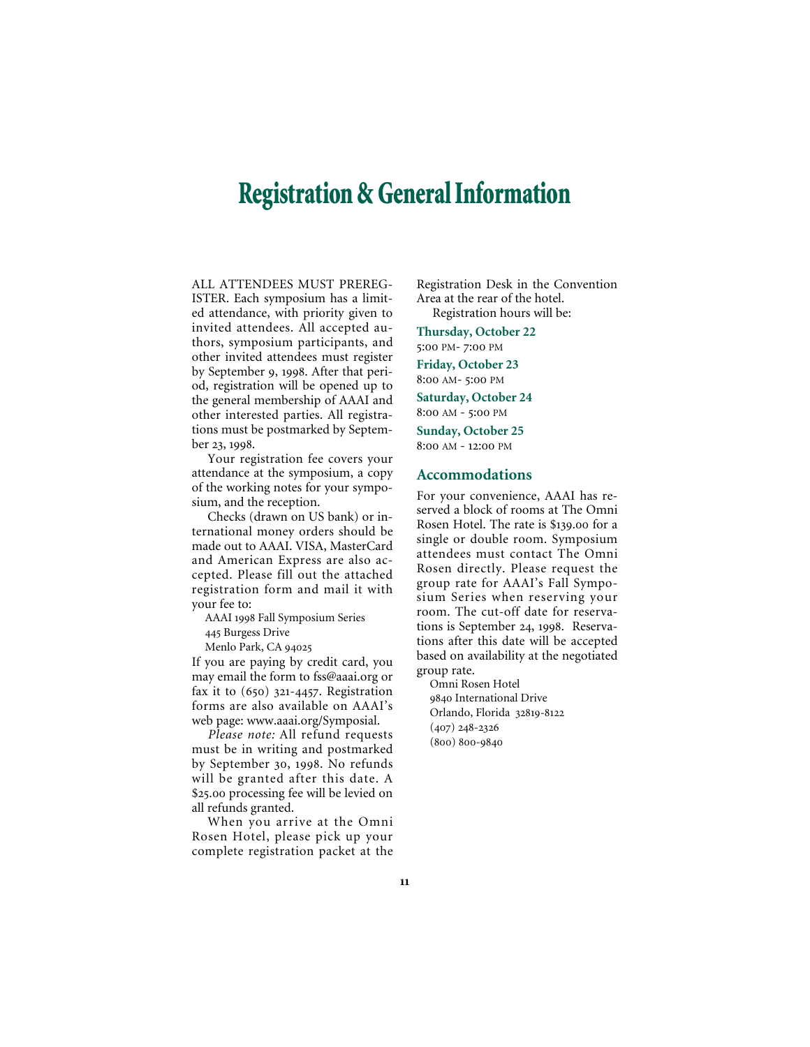# Registration & General Information

ALL ATTENDEES MUST PREREGISTER. Each symposium has a limited attendance, with priority given to invited attendees. All accepted authors, symposium participants, and other invited attendees must register by September 9, 1998. After that period, registration will be opened up to the general membership of AAAI and other interested parties. All registrations must be postmarked by September 23, 1998.

Your registration fee covers your attendance at the symposium, a copy of the working notes for your symposium, and the reception.

Checks (drawn on US bank) or international money orders should be made out to AAAI. VISA, MasterCard and American Express are also accepted. Please fill out the attached registration form and mail it with your fee to:

AAAI 1998 Fall Symposium Series
445 Burgess Drive
Menlo Park, CA 94025

If you are paying by credit card, you may email the form to fss@aaai.org or fax it to (650) 321-4457. Registration forms are also available on AAAI's web page: www.aaai.org/Symposial.

*Please note:* All refund requests must be in writing and postmarked by September 30, 1998. No refunds will be granted after this date. A $25.00 processing fee will be levied on all refunds granted.

When you arrive at the Omni Rosen Hotel, please pick up your complete registration packet at the Registration Desk in the Convention Area at the rear of the hotel.

Registration hours will be:

**Thursday, October 22**
5:00 PM- 7:00 PM

**Friday, October 23**
8:00 AM- 5:00 PM

**Saturday, October 24**
8:00 AM - 5:00 PM

**Sunday, October 25**
8:00 AM - 12:00 PM

## Accommodations

For your convenience, AAAI has reserved a block of rooms at The Omni Rosen Hotel. The rate is $139.00 for a single or double room. Symposium attendees must contact The Omni Rosen directly. Please request the group rate for AAAI's Fall Symposium Series when reserving your room. The cut-off date for reservations is September 24, 1998. Reservations after this date will be accepted based on availability at the negotiated group rate.

Omni Rosen Hotel
9840 International Drive
Orlando, Florida 32819-8122
(407) 248-2326
(800) 800-9840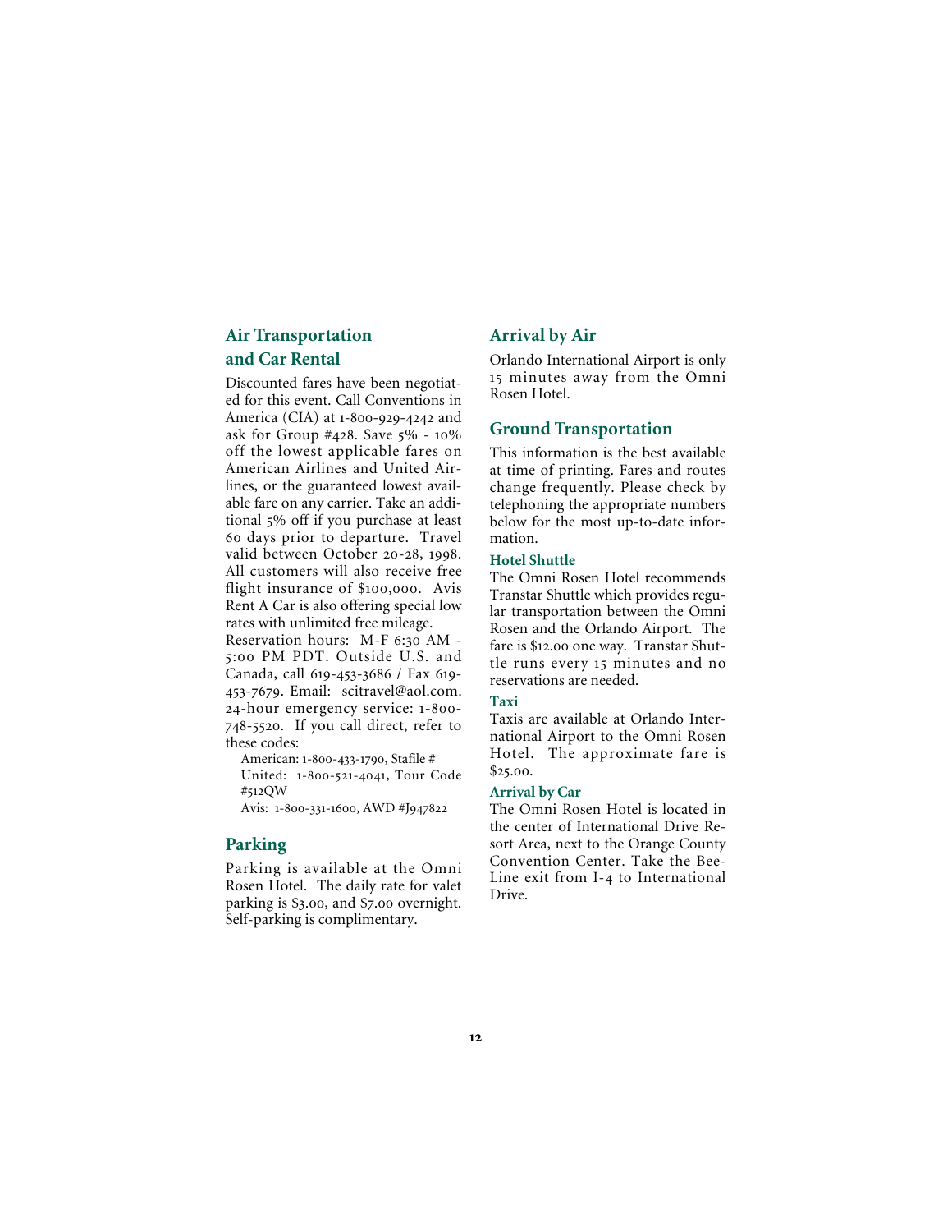## Air Transportation and Car Rental

Discounted fares have been negotiated for this event. Call Conventions in America (CIA) at 1-800-929-4242 and ask for Group #428. Save 5% - 10% off the lowest applicable fares on American Airlines and United Airlines, or the guaranteed lowest available fare on any carrier. Take an additional 5% off if you purchase at least 60 days prior to departure. Travel valid between October 20-28, 1998. All customers will also receive free flight insurance of $100,000. Avis Rent A Car is also offering special low rates with unlimited free mileage.

Reservation hours: M-F 6:30 AM - 5:00 PM PDT. Outside U.S. and Canada, call 619-453-3686 / Fax 619-453-7679. Email: scitravel@aol.com. 24-hour emergency service: 1-800-748-5520. If you call direct, refer to these codes:

American: 1-800-433-1790, Stafile #

United: 1-800-521-4041, Tour Code #512QW

Avis: 1-800-331-1600, AWD #J947822

## Parking

Parking is available at the Omni Rosen Hotel. The daily rate for valet parking is $3.00, and $7.00 overnight. Self-parking is complimentary.

## Arrival by Air

Orlando International Airport is only 15 minutes away from the Omni Rosen Hotel.

## Ground Transportation

This information is the best available at time of printing. Fares and routes change frequently. Please check by telephoning the appropriate numbers below for the most up-to-date information.

### Hotel Shuttle

The Omni Rosen Hotel recommends Transtar Shuttle which provides regular transportation between the Omni Rosen and the Orlando Airport. The fare is $12.00 one way. Transtar Shuttle runs every 15 minutes and no reservations are needed.

### Taxi

Taxis are available at Orlando International Airport to the Omni Rosen Hotel. The approximate fare is $25.00.

### Arrival by Car

The Omni Rosen Hotel is located in the center of International Drive Resort Area, next to the Orange County Convention Center. Take the Bee-Line exit from I-4 to International Drive.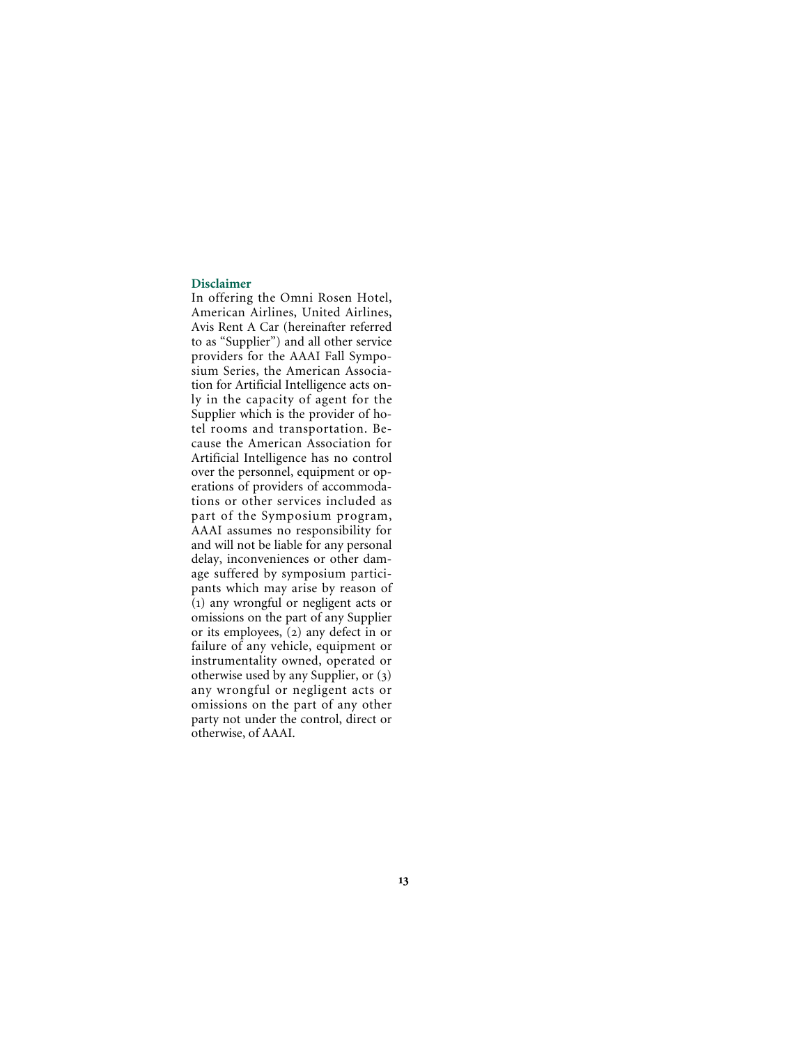## Disclaimer

In offering the Omni Rosen Hotel, American Airlines, United Airlines, Avis Rent A Car (hereinafter referred to as "Supplier") and all other service providers for the AAAI Fall Symposium Series, the American Association for Artificial Intelligence acts only in the capacity of agent for the Supplier which is the provider of hotel rooms and transportation. Because the American Association for Artificial Intelligence has no control over the personnel, equipment or operations of providers of accommodations or other services included as part of the Symposium program, AAAI assumes no responsibility for and will not be liable for any personal delay, inconveniences or other damage suffered by symposium participants which may arise by reason of (1) any wrongful or negligent acts or omissions on the part of any Supplier or its employees, (2) any defect in or failure of any vehicle, equipment or instrumentality owned, operated or otherwise used by any Supplier, or (3) any wrongful or negligent acts or omissions on the part of any other party not under the control, direct or otherwise, of AAAI.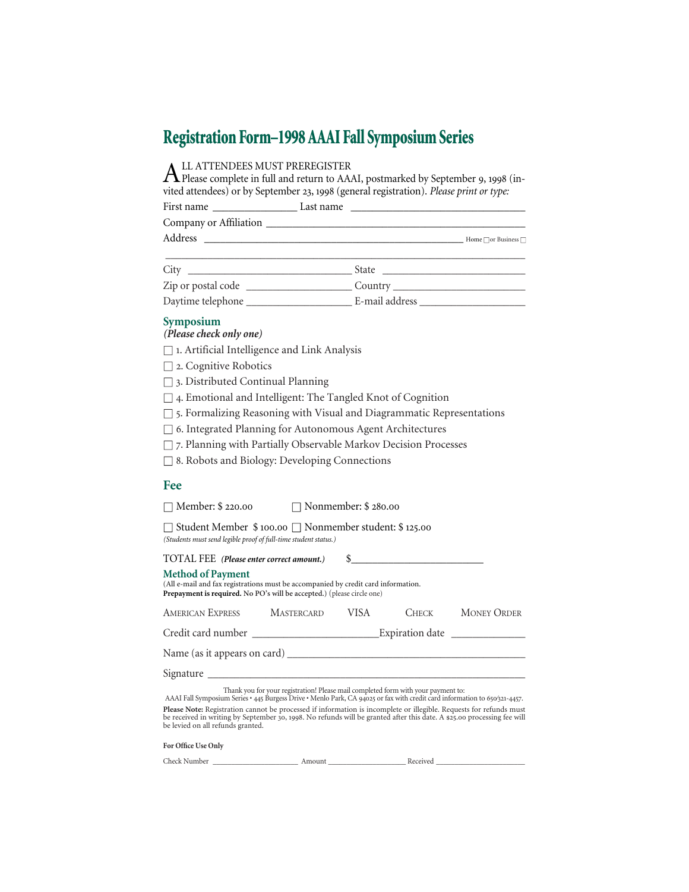# Registration Form–1998 AAAI Fall Symposium Series

ALL ATTENDEES MUST PREREGISTER
Please complete in full and return to AAAI, postmarked by September 9, 1998 (invited attendees) or by September 23, 1998 (general registration). *Please print or type:*

First name _______________ Last name _________________________________

Company or Affiliation _______________________________________________

Address _________________________________________________ Home ☐ or Business ☐

_____________________________________________________________________

City _______________________________ State ___________________________

Zip or postal code ___________________ Country _________________________

Daytime telephone ___________________ E-mail address ____________________

## Symposium

***(Please check only one)***

☐ 1. Artificial Intelligence and Link Analysis

☐ 2. Cognitive Robotics

☐ 3. Distributed Continual Planning

☐ 4. Emotional and Intelligent: The Tangled Knot of Cognition

☐ 5. Formalizing Reasoning with Visual and Diagrammatic Representations

☐ 6. Integrated Planning for Autonomous Agent Architectures

☐ 7. Planning with Partially Observable Markov Decision Processes

☐ 8. Robots and Biology: Developing Connections

## Fee

☐ Member: $ 220.00 ☐ Nonmember: $ 280.00

☐ Student Member $ 100.00 ☐ Nonmember student: $ 125.00

*(Students must send legible proof of full-time student status.)*

TOTAL FEE ***(Please enter correct amount.)*** $_________________________

## Method of Payment

(All e-mail and fax registrations must be accompanied by credit card information. **Prepayment is required.** No PO's will be accepted.) (please circle one)

AMERICAN EXPRESS MASTERCARD VISA CHECK MONEY ORDER

Credit card number ______________________ Expiration date _____________

Name (as it appears on card) _____________________________________________

Signature ___________________________________________________________

Thank you for your registration! Please mail completed form with your payment to:
AAAI Fall Symposium Series • 445 Burgess Drive • Menlo Park, CA 94025 or fax with credit card information to 650/321-4457.

**Please Note:** Registration cannot be processed if information is incomplete or illegible. Requests for refunds must be received in writing by September 30, 1998. No refunds will be granted after this date. A $25.00 processing fee will be levied on all refunds granted.

**For Office Use Only**

Check Number _____________________ Amount ___________________ Received ______________________